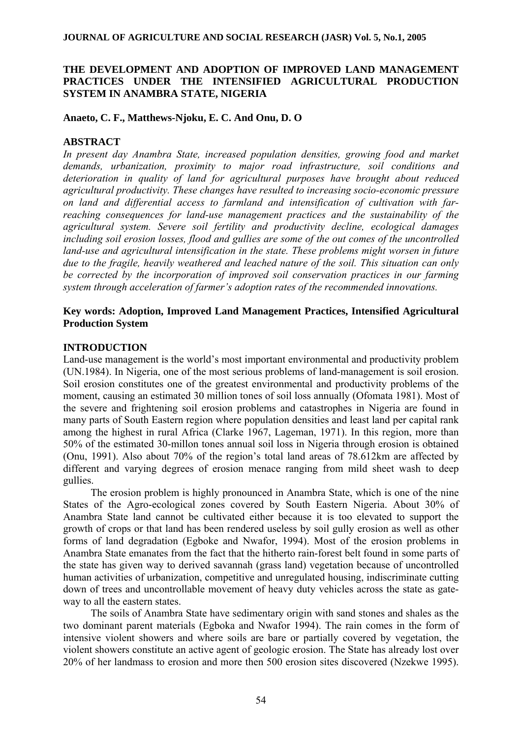# THE DEVELOPMENT AND ADOPTION OF IMPROVED LAND MANAGEMENT PRACTICES UNDER THE INTENSIFIED AGRICULTURAL PRODUCTION SYSTEM IN ANAMBRA STATE, NIGERIA

**Anaeto, C. F., Matthews-Njoku, E. C. And Onu, D. O**

## ABSTRACT

*In present day Anambra State, increased population densities, growing food and market demands, urbanization, proximity to major road infrastructure, soil conditions and deterioration in quality of land for agricultural purposes have brought about reduced agricultural productivity. These changes have resulted to increasing socio-economic pressure on land and differential access to farmland and intensification of cultivation with far-reaching consequences for land-use management practices and the sustainability of the agricultural system. Severe soil fertility and productivity decline, ecological damages including soil erosion losses, flood and gullies are some of the out comes of the uncontrolled land-use and agricultural intensification in the state. These problems might worsen in future due to the fragile, heavily weathered and leached nature of the soil. This situation can only be corrected by the incorporation of improved soil conservation practices in our farming system through acceleration of farmer's adoption rates of the recommended innovations.*

**Key words: Adoption, Improved Land Management Practices, Intensified Agricultural Production System**

## INTRODUCTION

Land-use management is the world's most important environmental and productivity problem (UN.1984). In Nigeria, one of the most serious problems of land-management is soil erosion. Soil erosion constitutes one of the greatest environmental and productivity problems of the moment, causing an estimated 30 million tones of soil loss annually (Ofomata 1981). Most of the severe and frightening soil erosion problems and catastrophes in Nigeria are found in many parts of South Eastern region where population densities and least land per capital rank among the highest in rural Africa (Clarke 1967, Lageman, 1971). In this region, more than 50% of the estimated 30-millon tones annual soil loss in Nigeria through erosion is obtained (Onu, 1991). Also about 70% of the region's total land areas of 78.612km are affected by different and varying degrees of erosion menace ranging from mild sheet wash to deep gullies.

The erosion problem is highly pronounced in Anambra State, which is one of the nine States of the Agro-ecological zones covered by South Eastern Nigeria. About 30% of Anambra State land cannot be cultivated either because it is too elevated to support the growth of crops or that land has been rendered useless by soil gully erosion as well as other forms of land degradation (Egboke and Nwafor, 1994). Most of the erosion problems in Anambra State emanates from the fact that the hitherto rain-forest belt found in some parts of the state has given way to derived savannah (grass land) vegetation because of uncontrolled human activities of urbanization, competitive and unregulated housing, indiscriminate cutting down of trees and uncontrollable movement of heavy duty vehicles across the state as gate-way to all the eastern states.

The soils of Anambra State have sedimentary origin with sand stones and shales as the two dominant parent materials (Egboka and Nwafor 1994). The rain comes in the form of intensive violent showers and where soils are bare or partially covered by vegetation, the violent showers constitute an active agent of geologic erosion. The State has already lost over 20% of her landmass to erosion and more then 500 erosion sites discovered (Nzekwe 1995).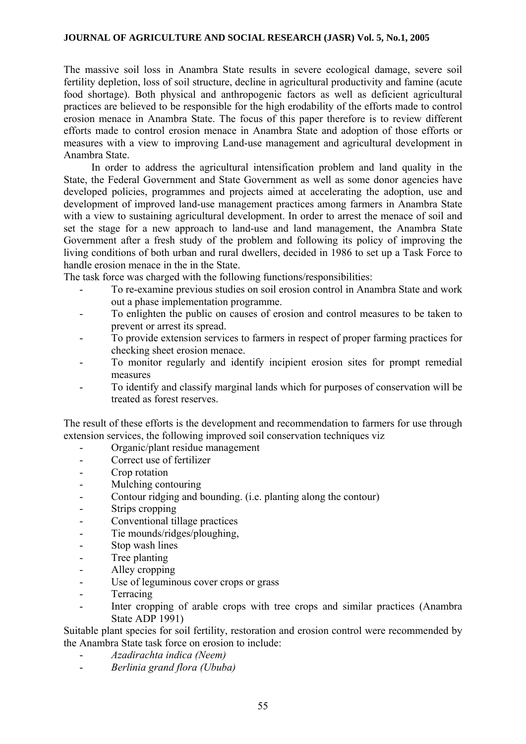The massive soil loss in Anambra State results in severe ecological damage, severe soil fertility depletion, loss of soil structure, decline in agricultural productivity and famine (acute food shortage). Both physical and anthropogenic factors as well as deficient agricultural practices are believed to be responsible for the high erodability of the efforts made to control erosion menace in Anambra State. The focus of this paper therefore is to review different efforts made to control erosion menace in Anambra State and adoption of those efforts or measures with a view to improving Land-use management and agricultural development in Anambra State.

In order to address the agricultural intensification problem and land quality in the State, the Federal Government and State Government as well as some donor agencies have developed policies, programmes and projects aimed at accelerating the adoption, use and development of improved land-use management practices among farmers in Anambra State with a view to sustaining agricultural development. In order to arrest the menace of soil and set the stage for a new approach to land-use and land management, the Anambra State Government after a fresh study of the problem and following its policy of improving the living conditions of both urban and rural dwellers, decided in 1986 to set up a Task Force to handle erosion menace in the in the State.

The task force was charged with the following functions/responsibilities:

- To re-examine previous studies on soil erosion control in Anambra State and work out a phase implementation programme.
- To enlighten the public on causes of erosion and control measures to be taken to prevent or arrest its spread.
- To provide extension services to farmers in respect of proper farming practices for checking sheet erosion menace.
- To monitor regularly and identify incipient erosion sites for prompt remedial measures
- To identify and classify marginal lands which for purposes of conservation will be treated as forest reserves.

The result of these efforts is the development and recommendation to farmers for use through extension services, the following improved soil conservation techniques viz

- Organic/plant residue management
- Correct use of fertilizer
- Crop rotation
- Mulching contouring
- Contour ridging and bounding. (i.e. planting along the contour)
- Strips cropping
- Conventional tillage practices
- Tie mounds/ridges/ploughing,
- Stop wash lines
- Tree planting
- Alley cropping
- Use of leguminous cover crops or grass
- Terracing
- Inter cropping of arable crops with tree crops and similar practices (Anambra State ADP 1991)

Suitable plant species for soil fertility, restoration and erosion control were recommended by the Anambra State task force on erosion to include:

- *Azadirachta indica (Neem)*
- *Berlinia grand flora (Ububa)*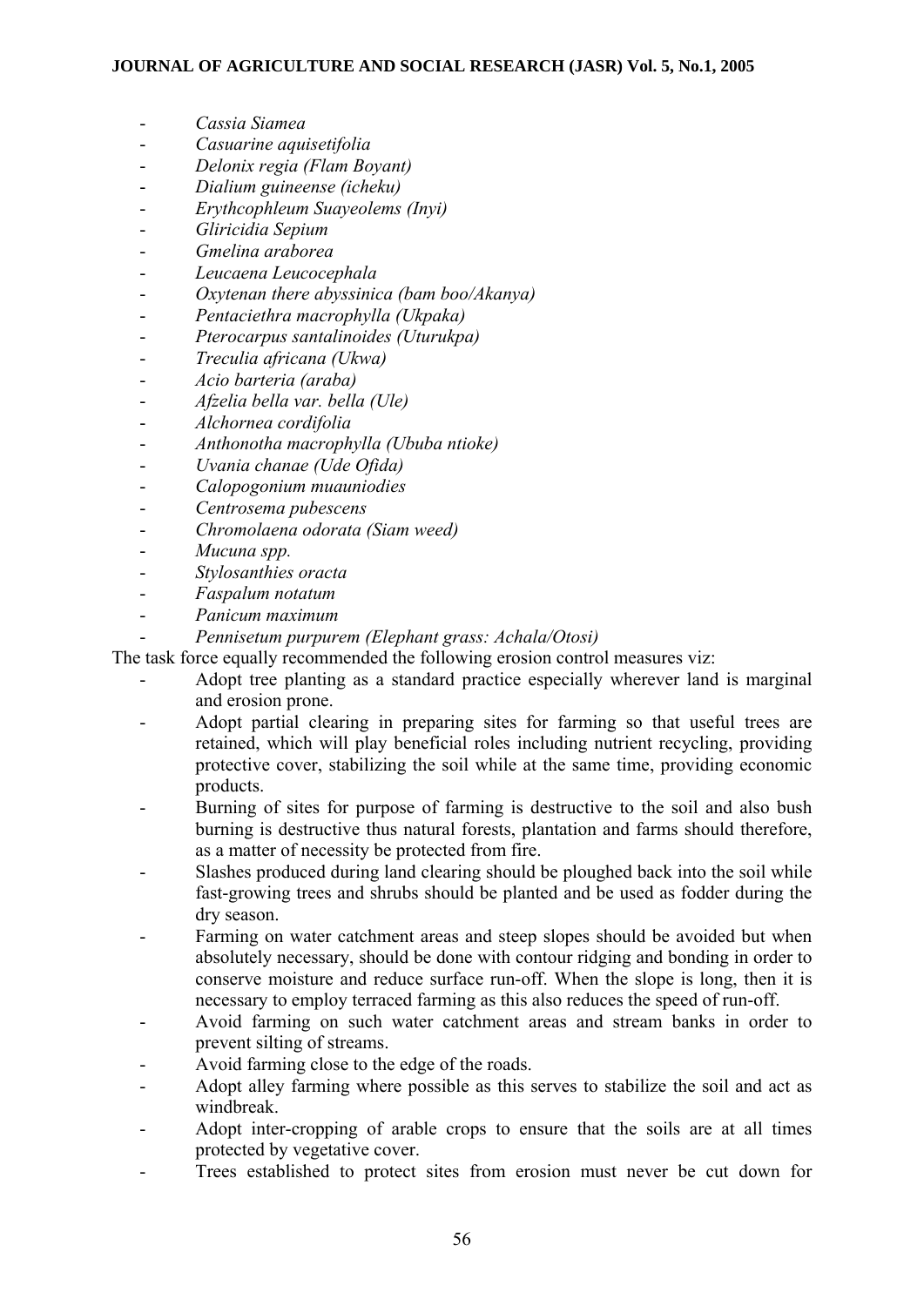- *Cassia Siamea*
- *Casuarine aquisetifolia*
- *Delonix regia (Flam Boyant)*
- *Dialium guineense (icheku)*
- *Erythcophleum Suayeolems (Inyi)*
- *Gliricidia Sepium*
- *Gmelina araborea*
- *Leucaena Leucocephala*
- *Oxytenan there abyssinica (bam boo/Akanya)*
- *Pentaciethra macrophylla (Ukpaka)*
- *Pterocarpus santalinoides (Uturukpa)*
- *Treculia africana (Ukwa)*
- *Acio barteria (araba)*
- *Afzelia bella var. bella (Ule)*
- *Alchornea cordifolia*
- *Anthonotha macrophylla (Ububa ntioke)*
- *Uvania chanae (Ude Ofida)*
- *Calopogonium muauniodies*
- *Centrosema pubescens*
- *Chromolaena odorata (Siam weed)*
- *Mucuna spp.*
- *Stylosanthies oracta*
- *Faspalum notatum*
- *Panicum maximum*
- *Pennisetum purpurem (Elephant grass: Achala/Otosi)*

The task force equally recommended the following erosion control measures viz:

- Adopt tree planting as a standard practice especially wherever land is marginal and erosion prone.
- Adopt partial clearing in preparing sites for farming so that useful trees are retained, which will play beneficial roles including nutrient recycling, providing protective cover, stabilizing the soil while at the same time, providing economic products.
- Burning of sites for purpose of farming is destructive to the soil and also bush burning is destructive thus natural forests, plantation and farms should therefore, as a matter of necessity be protected from fire.
- Slashes produced during land clearing should be ploughed back into the soil while fast-growing trees and shrubs should be planted and be used as fodder during the dry season.
- Farming on water catchment areas and steep slopes should be avoided but when absolutely necessary, should be done with contour ridging and bonding in order to conserve moisture and reduce surface run-off. When the slope is long, then it is necessary to employ terraced farming as this also reduces the speed of run-off.
- Avoid farming on such water catchment areas and stream banks in order to prevent silting of streams.
- Avoid farming close to the edge of the roads.
- Adopt alley farming where possible as this serves to stabilize the soil and act as windbreak.
- Adopt inter-cropping of arable crops to ensure that the soils are at all times protected by vegetative cover.
- Trees established to protect sites from erosion must never be cut down for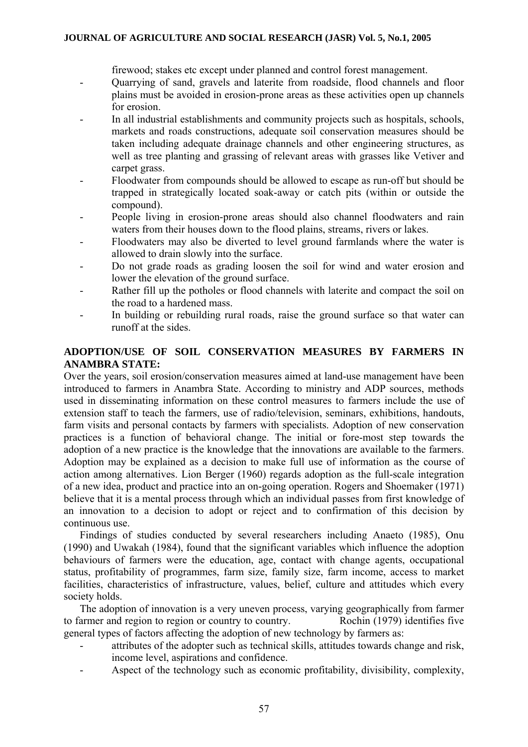firewood; stakes etc except under planned and control forest management.

- Quarrying of sand, gravels and laterite from roadside, flood channels and floor plains must be avoided in erosion-prone areas as these activities open up channels for erosion.
- In all industrial establishments and community projects such as hospitals, schools, markets and roads constructions, adequate soil conservation measures should be taken including adequate drainage channels and other engineering structures, as well as tree planting and grassing of relevant areas with grasses like Vetiver and carpet grass.
- Floodwater from compounds should be allowed to escape as run-off but should be trapped in strategically located soak-away or catch pits (within or outside the compound).
- People living in erosion-prone areas should also channel floodwaters and rain waters from their houses down to the flood plains, streams, rivers or lakes.
- Floodwaters may also be diverted to level ground farmlands where the water is allowed to drain slowly into the surface.
- Do not grade roads as grading loosen the soil for wind and water erosion and lower the elevation of the ground surface.
- Rather fill up the potholes or flood channels with laterite and compact the soil on the road to a hardened mass.
- In building or rebuilding rural roads, raise the ground surface so that water can runoff at the sides.

## ADOPTION/USE OF SOIL CONSERVATION MEASURES BY FARMERS IN ANAMBRA STATE:

Over the years, soil erosion/conservation measures aimed at land-use management have been introduced to farmers in Anambra State. According to ministry and ADP sources, methods used in disseminating information on these control measures to farmers include the use of extension staff to teach the farmers, use of radio/television, seminars, exhibitions, handouts, farm visits and personal contacts by farmers with specialists. Adoption of new conservation practices is a function of behavioral change. The initial or fore-most step towards the adoption of a new practice is the knowledge that the innovations are available to the farmers. Adoption may be explained as a decision to make full use of information as the course of action among alternatives. Lion Berger (1960) regards adoption as the full-scale integration of a new idea, product and practice into an on-going operation. Rogers and Shoemaker (1971) believe that it is a mental process through which an individual passes from first knowledge of an innovation to a decision to adopt or reject and to confirmation of this decision by continuous use.

Findings of studies conducted by several researchers including Anaeto (1985), Onu (1990) and Uwakah (1984), found that the significant variables which influence the adoption behaviours of farmers were the education, age, contact with change agents, occupational status, profitability of programmes, farm size, family size, farm income, access to market facilities, characteristics of infrastructure, values, belief, culture and attitudes which every society holds.

The adoption of innovation is a very uneven process, varying geographically from farmer to farmer and region to region or country to country. Rochin (1979) identifies five general types of factors affecting the adoption of new technology by farmers as:

- attributes of the adopter such as technical skills, attitudes towards change and risk, income level, aspirations and confidence.
- Aspect of the technology such as economic profitability, divisibility, complexity,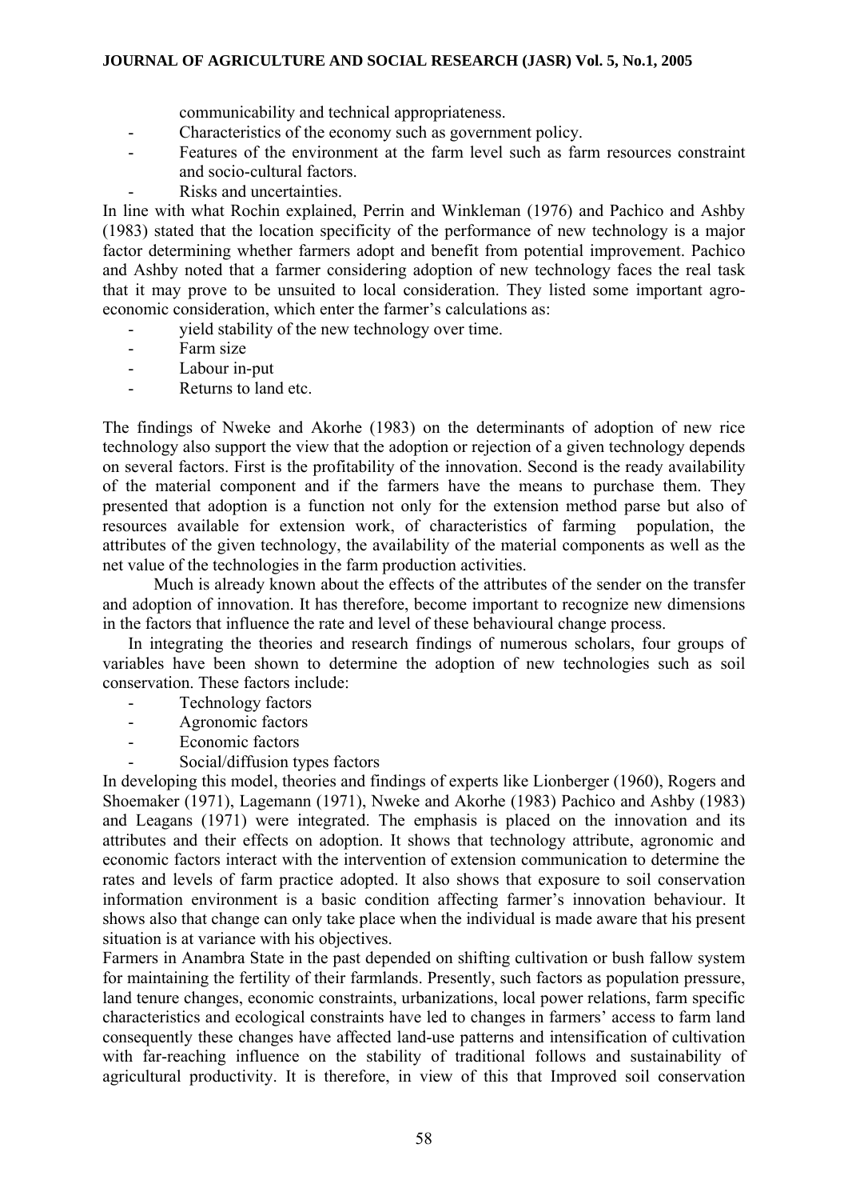communicability and technical appropriateness.

- Characteristics of the economy such as government policy.
- Features of the environment at the farm level such as farm resources constraint and socio-cultural factors.
- Risks and uncertainties.

In line with what Rochin explained, Perrin and Winkleman (1976) and Pachico and Ashby (1983) stated that the location specificity of the performance of new technology is a major factor determining whether farmers adopt and benefit from potential improvement. Pachico and Ashby noted that a farmer considering adoption of new technology faces the real task that it may prove to be unsuited to local consideration. They listed some important agro-economic consideration, which enter the farmer's calculations as:

- yield stability of the new technology over time.
- Farm size
- Labour in-put
- Returns to land etc.

The findings of Nweke and Akorhe (1983) on the determinants of adoption of new rice technology also support the view that the adoption or rejection of a given technology depends on several factors. First is the profitability of the innovation. Second is the ready availability of the material component and if the farmers have the means to purchase them. They presented that adoption is a function not only for the extension method parse but also of resources available for extension work, of characteristics of farming population, the attributes of the given technology, the availability of the material components as well as the net value of the technologies in the farm production activities.

Much is already known about the effects of the attributes of the sender on the transfer and adoption of innovation. It has therefore, become important to recognize new dimensions in the factors that influence the rate and level of these behavioural change process.

In integrating the theories and research findings of numerous scholars, four groups of variables have been shown to determine the adoption of new technologies such as soil conservation. These factors include:

- Technology factors
- Agronomic factors
- Economic factors
- Social/diffusion types factors

In developing this model, theories and findings of experts like Lionberger (1960), Rogers and Shoemaker (1971), Lagemann (1971), Nweke and Akorhe (1983) Pachico and Ashby (1983) and Leagans (1971) were integrated. The emphasis is placed on the innovation and its attributes and their effects on adoption. It shows that technology attribute, agronomic and economic factors interact with the intervention of extension communication to determine the rates and levels of farm practice adopted. It also shows that exposure to soil conservation information environment is a basic condition affecting farmer's innovation behaviour. It shows also that change can only take place when the individual is made aware that his present situation is at variance with his objectives.

Farmers in Anambra State in the past depended on shifting cultivation or bush fallow system for maintaining the fertility of their farmlands. Presently, such factors as population pressure, land tenure changes, economic constraints, urbanizations, local power relations, farm specific characteristics and ecological constraints have led to changes in farmers' access to farm land consequently these changes have affected land-use patterns and intensification of cultivation with far-reaching influence on the stability of traditional follows and sustainability of agricultural productivity. It is therefore, in view of this that Improved soil conservation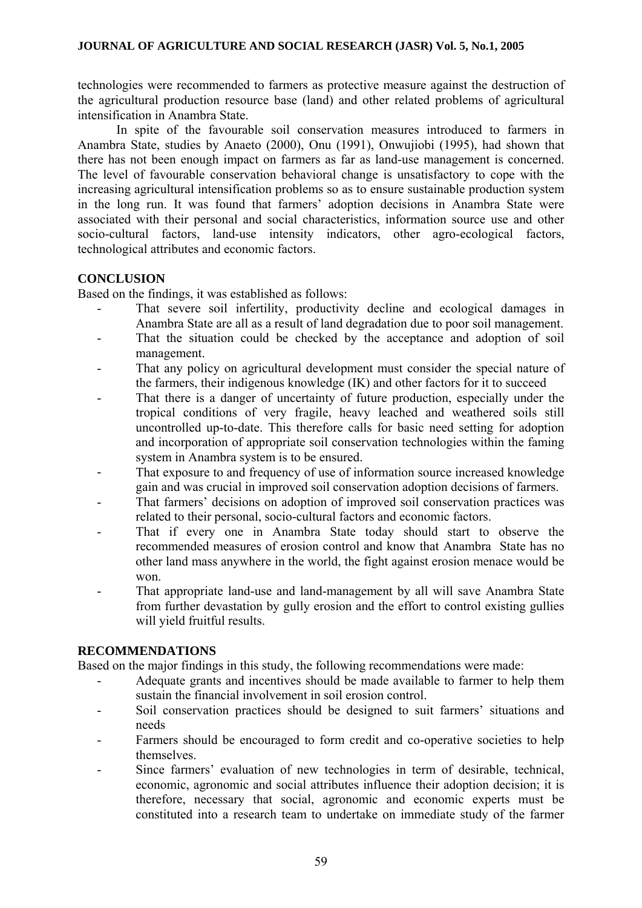technologies were recommended to farmers as protective measure against the destruction of the agricultural production resource base (land) and other related problems of agricultural intensification in Anambra State.

In spite of the favourable soil conservation measures introduced to farmers in Anambra State, studies by Anaeto (2000), Onu (1991), Onwujiobi (1995), had shown that there has not been enough impact on farmers as far as land-use management is concerned. The level of favourable conservation behavioral change is unsatisfactory to cope with the increasing agricultural intensification problems so as to ensure sustainable production system in the long run. It was found that farmers' adoption decisions in Anambra State were associated with their personal and social characteristics, information source use and other socio-cultural factors, land-use intensity indicators, other agro-ecological factors, technological attributes and economic factors.

## CONCLUSION

Based on the findings, it was established as follows:

- That severe soil infertility, productivity decline and ecological damages in Anambra State are all as a result of land degradation due to poor soil management.
- That the situation could be checked by the acceptance and adoption of soil management.
- That any policy on agricultural development must consider the special nature of the farmers, their indigenous knowledge (IK) and other factors for it to succeed
- That there is a danger of uncertainty of future production, especially under the tropical conditions of very fragile, heavy leached and weathered soils still uncontrolled up-to-date. This therefore calls for basic need setting for adoption and incorporation of appropriate soil conservation technologies within the faming system in Anambra system is to be ensured.
- That exposure to and frequency of use of information source increased knowledge gain and was crucial in improved soil conservation adoption decisions of farmers.
- That farmers' decisions on adoption of improved soil conservation practices was related to their personal, socio-cultural factors and economic factors.
- That if every one in Anambra State today should start to observe the recommended measures of erosion control and know that Anambra State has no other land mass anywhere in the world, the fight against erosion menace would be won.
- That appropriate land-use and land-management by all will save Anambra State from further devastation by gully erosion and the effort to control existing gullies will yield fruitful results.

## RECOMMENDATIONS

Based on the major findings in this study, the following recommendations were made:

- Adequate grants and incentives should be made available to farmer to help them sustain the financial involvement in soil erosion control.
- Soil conservation practices should be designed to suit farmers' situations and needs
- Farmers should be encouraged to form credit and co-operative societies to help themselves.
- Since farmers' evaluation of new technologies in term of desirable, technical, economic, agronomic and social attributes influence their adoption decision; it is therefore, necessary that social, agronomic and economic experts must be constituted into a research team to undertake on immediate study of the farmer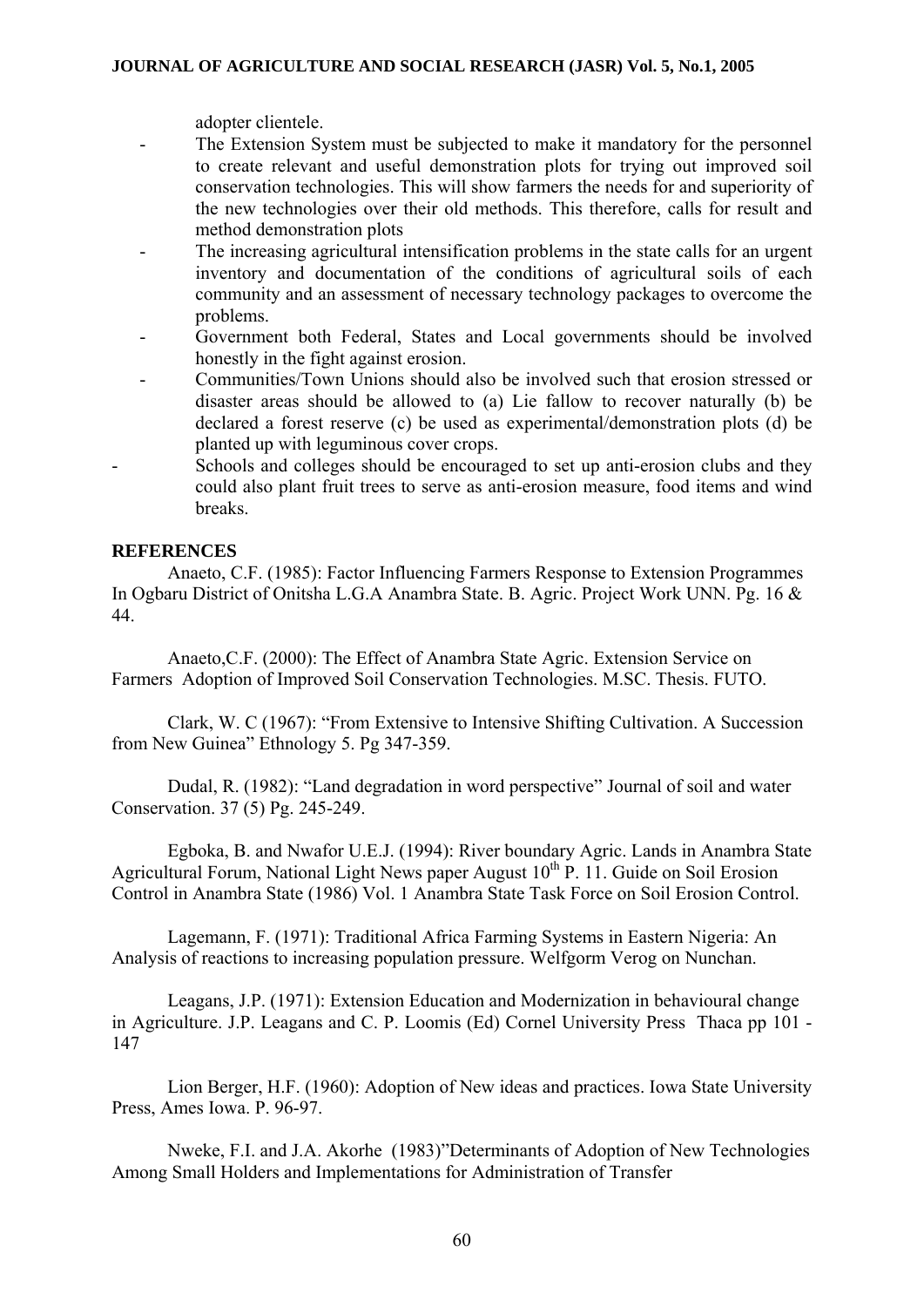adopter clientele.

- The Extension System must be subjected to make it mandatory for the personnel to create relevant and useful demonstration plots for trying out improved soil conservation technologies. This will show farmers the needs for and superiority of the new technologies over their old methods. This therefore, calls for result and method demonstration plots
- The increasing agricultural intensification problems in the state calls for an urgent inventory and documentation of the conditions of agricultural soils of each community and an assessment of necessary technology packages to overcome the problems.
- Government both Federal, States and Local governments should be involved honestly in the fight against erosion.
- Communities/Town Unions should also be involved such that erosion stressed or disaster areas should be allowed to (a) Lie fallow to recover naturally (b) be declared a forest reserve (c) be used as experimental/demonstration plots (d) be planted up with leguminous cover crops.
- Schools and colleges should be encouraged to set up anti-erosion clubs and they could also plant fruit trees to serve as anti-erosion measure, food items and wind breaks.

**REFERENCES**

Anaeto, C.F. (1985): Factor Influencing Farmers Response to Extension Programmes In Ogbaru District of Onitsha L.G.A Anambra State. B. Agric. Project Work UNN. Pg. 16 & 44.

Anaeto,C.F. (2000): The Effect of Anambra State Agric. Extension Service on Farmers Adoption of Improved Soil Conservation Technologies. M.SC. Thesis. FUTO.

Clark, W. C (1967): "From Extensive to Intensive Shifting Cultivation. A Succession from New Guinea" Ethnology 5. Pg 347-359.

Dudal, R. (1982): "Land degradation in word perspective" Journal of soil and water Conservation. 37 (5) Pg. 245-249.

Egboka, B. and Nwafor U.E.J. (1994): River boundary Agric. Lands in Anambra State Agricultural Forum, National Light News paper August 10th P. 11. Guide on Soil Erosion Control in Anambra State (1986) Vol. 1 Anambra State Task Force on Soil Erosion Control.

Lagemann, F. (1971): Traditional Africa Farming Systems in Eastern Nigeria: An Analysis of reactions to increasing population pressure. Welfgorm Verog on Nunchan.

Leagans, J.P. (1971): Extension Education and Modernization in behavioural change in Agriculture. J.P. Leagans and C. P. Loomis (Ed) Cornel University Press Thaca pp 101 - 147

Lion Berger, H.F. (1960): Adoption of New ideas and practices. Iowa State University Press, Ames Iowa. P. 96-97.

Nweke, F.I. and J.A. Akorhe (1983)"Determinants of Adoption of New Technologies Among Small Holders and Implementations for Administration of Transfer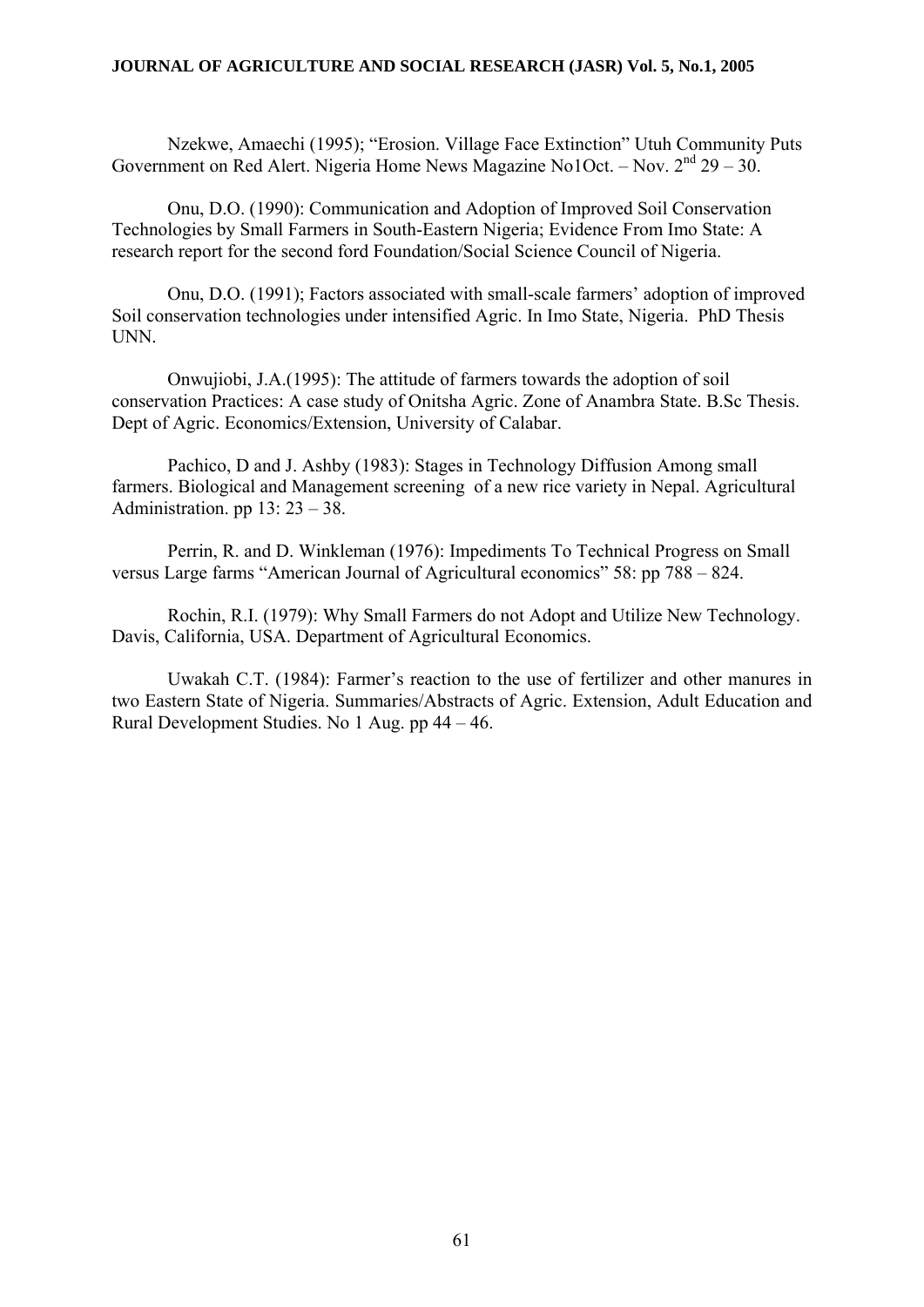Nzekwe, Amaechi (1995); "Erosion. Village Face Extinction" Utuh Community Puts Government on Red Alert. Nigeria Home News Magazine No1Oct. – Nov. 2nd 29 – 30.

Onu, D.O. (1990): Communication and Adoption of Improved Soil Conservation Technologies by Small Farmers in South-Eastern Nigeria; Evidence From Imo State: A research report for the second ford Foundation/Social Science Council of Nigeria.

Onu, D.O. (1991); Factors associated with small-scale farmers' adoption of improved Soil conservation technologies under intensified Agric. In Imo State, Nigeria. PhD Thesis UNN.

Onwujiobi, J.A.(1995): The attitude of farmers towards the adoption of soil conservation Practices: A case study of Onitsha Agric. Zone of Anambra State. B.Sc Thesis. Dept of Agric. Economics/Extension, University of Calabar.

Pachico, D and J. Ashby (1983): Stages in Technology Diffusion Among small farmers. Biological and Management screening of a new rice variety in Nepal. Agricultural Administration. pp 13: 23 – 38.

Perrin, R. and D. Winkleman (1976): Impediments To Technical Progress on Small versus Large farms "American Journal of Agricultural economics" 58: pp 788 – 824.

Rochin, R.I. (1979): Why Small Farmers do not Adopt and Utilize New Technology. Davis, California, USA. Department of Agricultural Economics.

Uwakah C.T. (1984): Farmer's reaction to the use of fertilizer and other manures in two Eastern State of Nigeria. Summaries/Abstracts of Agric. Extension, Adult Education and Rural Development Studies. No 1 Aug. pp 44 – 46.